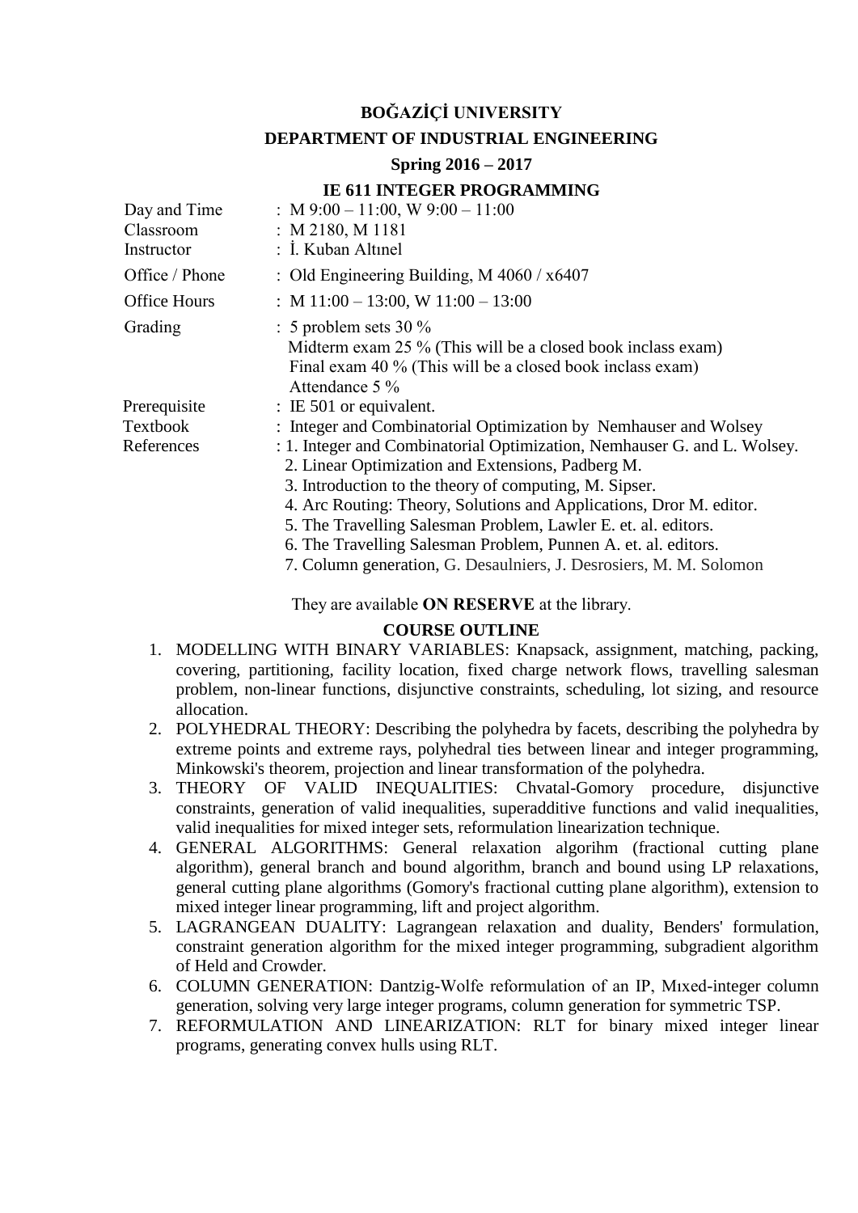# BOĞAZİÇİ UNIVERSITY

## DEPARTMENT OF INDUSTRIAL ENGINEERING

### Spring 2016 – 2017

### IE 611 INTEGER PROGRAMMING

| | |
|---|---|
| Day and Time | : M 9:00 – 11:00, W 9:00 – 11:00 |
| Classroom | : M 2180, M 1181 |
| Instructor | : İ. Kuban Altınel |
| Office / Phone | : Old Engineering Building, M 4060 / x6407 |
| Office Hours | : M 11:00 – 13:00, W 11:00 – 13:00 |
| Grading | : 5 problem sets 30 %<br>Midterm exam 25 % (This will be a closed book inclass exam)<br>Final exam 40 % (This will be a closed book inclass exam)<br>Attendance 5 % |
| Prerequisite | : IE 501 or equivalent. |
| Textbook | : Integer and Combinatorial Optimization by Nemhauser and Wolsey |
| References | : 1. Integer and Combinatorial Optimization, Nemhauser G. and L. Wolsey.<br>2. Linear Optimization and Extensions, Padberg M.<br>3. Introduction to the theory of computing, M. Sipser.<br>4. Arc Routing: Theory, Solutions and Applications, Dror M. editor.<br>5. The Travelling Salesman Problem, Lawler E. et. al. editors.<br>6. The Travelling Salesman Problem, Punnen A. et. al. editors.<br>7. Column generation, G. Desaulniers, J. Desrosiers, M. M. Solomon |

They are available **ON RESERVE** at the library.

**COURSE OUTLINE**

1. MODELLING WITH BINARY VARIABLES: Knapsack, assignment, matching, packing, covering, partitioning, facility location, fixed charge network flows, travelling salesman problem, non-linear functions, disjunctive constraints, scheduling, lot sizing, and resource allocation.
2. POLYHEDRAL THEORY: Describing the polyhedra by facets, describing the polyhedra by extreme points and extreme rays, polyhedral ties between linear and integer programming, Minkowski's theorem, projection and linear transformation of the polyhedra.
3. THEORY OF VALID INEQUALITIES: Chvatal-Gomory procedure, disjunctive constraints, generation of valid inequalities, superadditive functions and valid inequalities, valid inequalities for mixed integer sets, reformulation linearization technique.
4. GENERAL ALGORITHMS: General relaxation algorihm (fractional cutting plane algorithm), general branch and bound algorithm, branch and bound using LP relaxations, general cutting plane algorithms (Gomory's fractional cutting plane algorithm), extension to mixed integer linear programming, lift and project algorithm.
5. LAGRANGEAN DUALITY: Lagrangean relaxation and duality, Benders' formulation, constraint generation algorithm for the mixed integer programming, subgradient algorithm of Held and Crowder.
6. COLUMN GENERATION: Dantzig-Wolfe reformulation of an IP, Mıxed-integer column generation, solving very large integer programs, column generation for symmetric TSP.
7. REFORMULATION AND LINEARIZATION: RLT for binary mixed integer linear programs, generating convex hulls using RLT.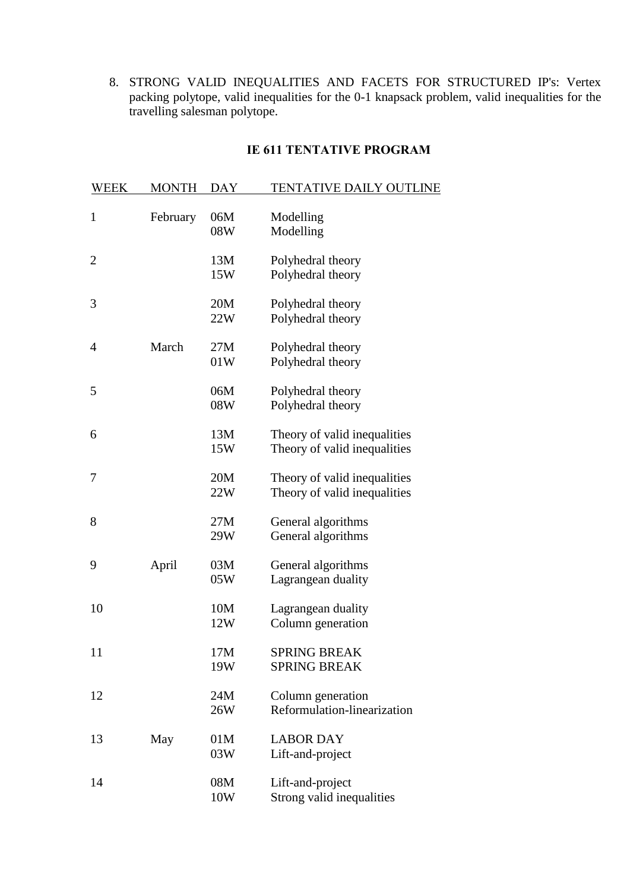8. STRONG VALID INEQUALITIES AND FACETS FOR STRUCTURED IP's: Vertex packing polytope, valid inequalities for the 0-1 knapsack problem, valid inequalities for the travelling salesman polytope.

## IE 611 TENTATIVE PROGRAM

| WEEK | MONTH | DAY | TENTATIVE DAILY OUTLINE |
|---|---|---|---|
| 1 | February | 06M | Modelling |
| | | 08W | Modelling |
| 2 | | 13M | Polyhedral theory |
| | | 15W | Polyhedral theory |
| 3 | | 20M | Polyhedral theory |
| | | 22W | Polyhedral theory |
| 4 | March | 27M | Polyhedral theory |
| | | 01W | Polyhedral theory |
| 5 | | 06M | Polyhedral theory |
| | | 08W | Polyhedral theory |
| 6 | | 13M | Theory of valid inequalities |
| | | 15W | Theory of valid inequalities |
| 7 | | 20M | Theory of valid inequalities |
| | | 22W | Theory of valid inequalities |
| 8 | | 27M | General algorithms |
| | | 29W | General algorithms |
| 9 | April | 03M | General algorithms |
| | | 05W | Lagrangean duality |
| 10 | | 10M | Lagrangean duality |
| | | 12W | Column generation |
| 11 | | 17M | SPRING BREAK |
| | | 19W | SPRING BREAK |
| 12 | | 24M | Column generation |
| | | 26W | Reformulation-linearization |
| 13 | May | 01M | LABOR DAY |
| | | 03W | Lift-and-project |
| 14 | | 08M | Lift-and-project |
| | | 10W | Strong valid inequalities |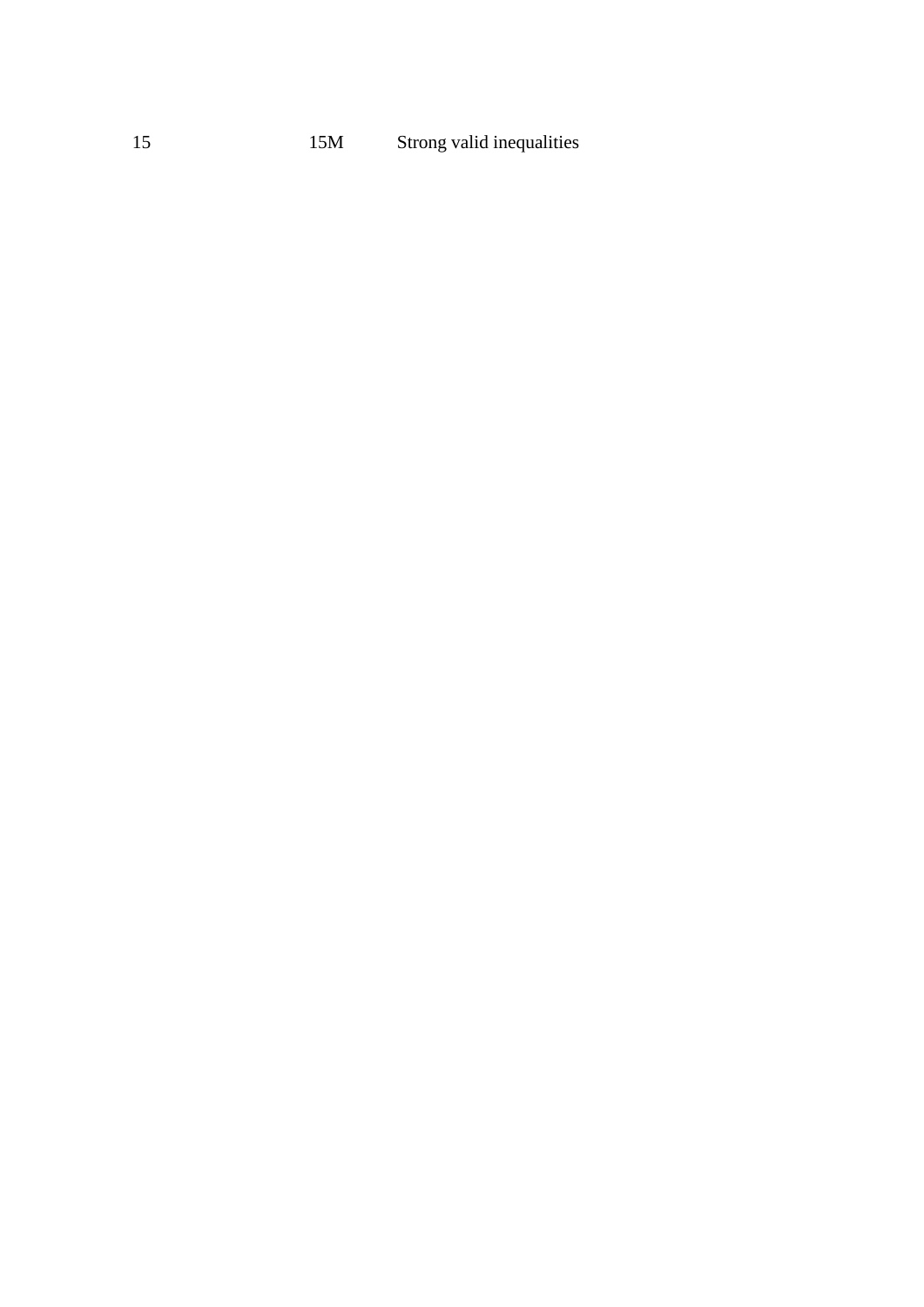| | | |
|---|---|---|
| 15 | 15M | Strong valid inequalities |